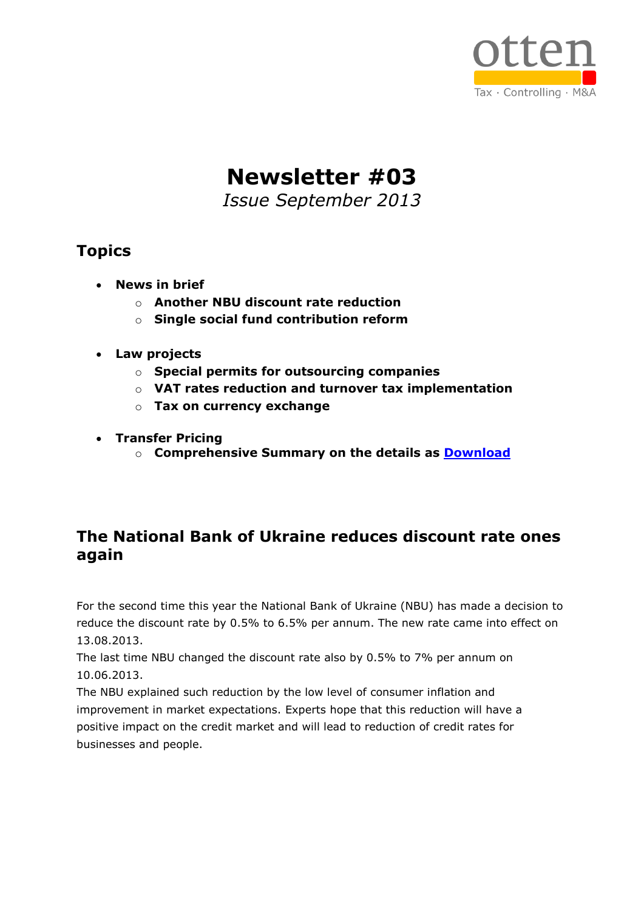# Newsletter #03

*Issue September 2013*

## Topics

- **News in brief**
  - **Another NBU discount rate reduction**
  - **Single social fund contribution reform**

- **Law projects**
  - **Special permits for outsourcing companies**
  - **VAT rates reduction and turnover tax implementation**
  - **Tax on currency exchange**

- **Transfer Pricing**
  - **Comprehensive Summary on the details as Download**

## The National Bank of Ukraine reduces discount rate ones again

For the second time this year the National Bank of Ukraine (NBU) has made a decision to reduce the discount rate by 0.5% to 6.5% per annum. The new rate came into effect on 13.08.2013.
The last time NBU changed the discount rate also by 0.5% to 7% per annum on 10.06.2013.
The NBU explained such reduction by the low level of consumer inflation and improvement in market expectations. Experts hope that this reduction will have a positive impact on the credit market and will lead to reduction of credit rates for businesses and people.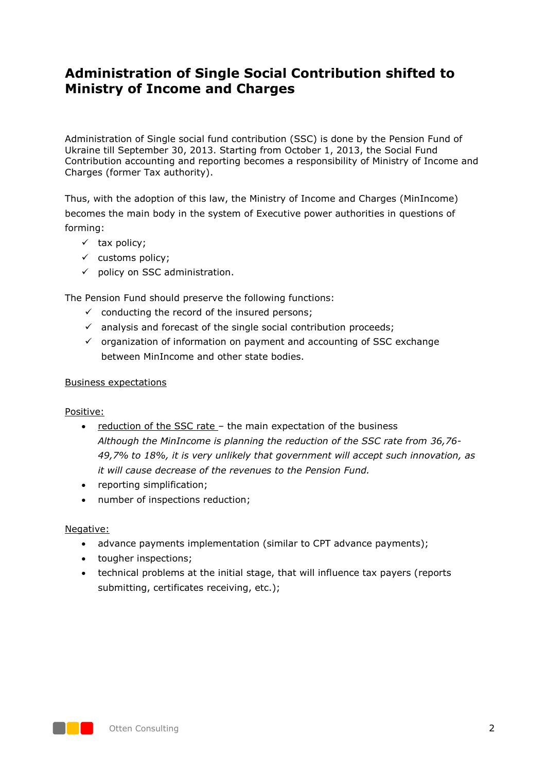# Administration of Single Social Contribution shifted to Ministry of Income and Charges

Administration of Single social fund contribution (SSC) is done by the Pension Fund of Ukraine till September 30, 2013. Starting from October 1, 2013, the Social Fund Contribution accounting and reporting becomes a responsibility of Ministry of Income and Charges (former Tax authority).

Thus, with the adoption of this law, the Ministry of Income and Charges (MinIncome) becomes the main body in the system of Executive power authorities in questions of forming:

- ✓ tax policy;
- ✓ customs policy;
- ✓ policy on SSC administration.

The Pension Fund should preserve the following functions:

- ✓ conducting the record of the insured persons;
- ✓ analysis and forecast of the single social contribution proceeds;
- ✓ organization of information on payment and accounting of SSC exchange between MinIncome and other state bodies.

<u>Business expectations</u>

<u>Positive:</u>

- <u>reduction of the SSC rate</u> – the main expectation of the business
  *Although the MinIncome is planning the reduction of the SSC rate from 36,76-49,7% to 18%, it is very unlikely that government will accept such innovation, as it will cause decrease of the revenues to the Pension Fund.*
- reporting simplification;
- number of inspections reduction;

<u>Negative:</u>

- advance payments implementation (similar to CPT advance payments);
- tougher inspections;
- technical problems at the initial stage, that will influence tax payers (reports submitting, certificates receiving, etc.);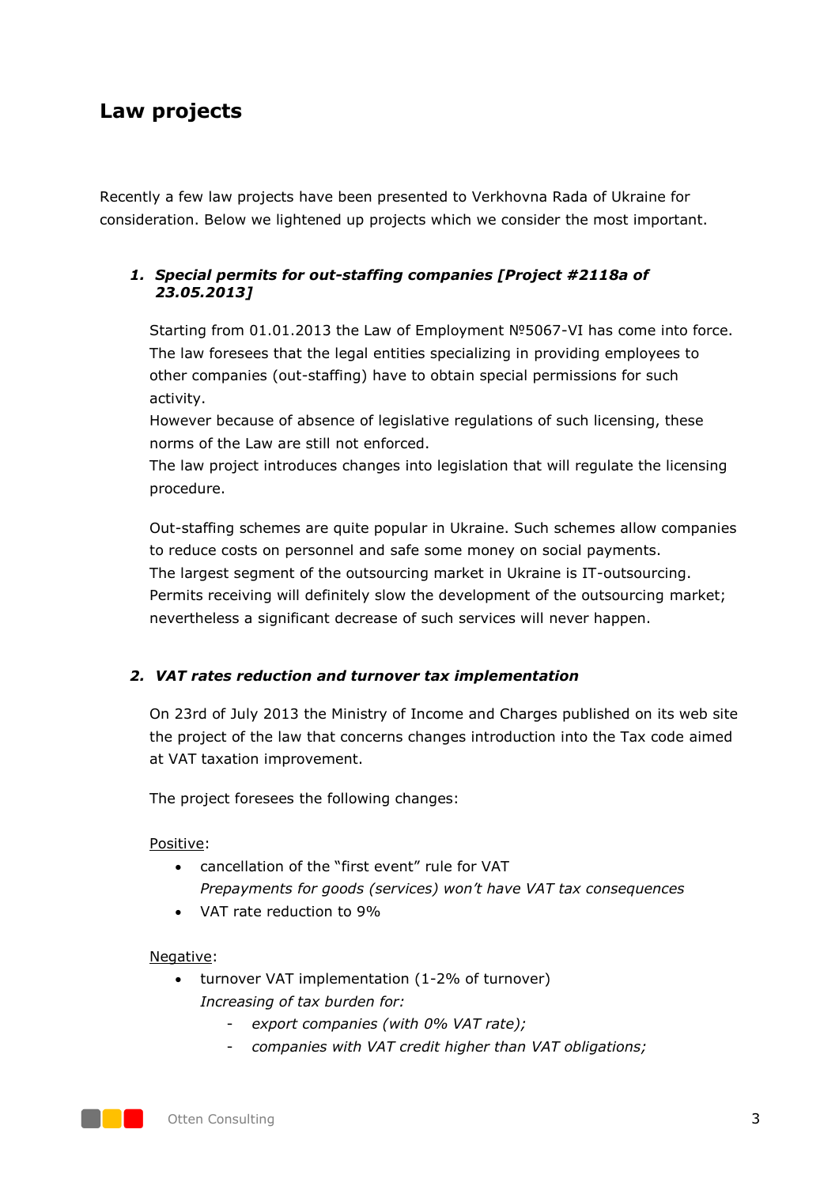## Law projects

Recently a few law projects have been presented to Verkhovna Rada of Ukraine for consideration. Below we lightened up projects which we consider the most important.

1. ***Special permits for out-staffing companies [Project #2118a of 23.05.2013]***

   Starting from 01.01.2013 the Law of Employment №5067-VI has come into force. The law foresees that the legal entities specializing in providing employees to other companies (out-staffing) have to obtain special permissions for such activity.
   However because of absence of legislative regulations of such licensing, these norms of the Law are still not enforced.
   The law project introduces changes into legislation that will regulate the licensing procedure.

   Out-staffing schemes are quite popular in Ukraine. Such schemes allow companies to reduce costs on personnel and safe some money on social payments.
   The largest segment of the outsourcing market in Ukraine is IT-outsourcing.
   Permits receiving will definitely slow the development of the outsourcing market; nevertheless a significant decrease of such services will never happen.

2. ***VAT rates reduction and turnover tax implementation***

   On 23rd of July 2013 the Ministry of Income and Charges published on its web site the project of the law that concerns changes introduction into the Tax code aimed at VAT taxation improvement.

   The project foresees the following changes:

   Positive:

   - cancellation of the "first event" rule for VAT
     *Prepayments for goods (services) won't have VAT tax consequences*
   - VAT rate reduction to 9%

   Negative:

   - turnover VAT implementation (1-2% of turnover)
     *Increasing of tax burden for:*
     - *export companies (with 0% VAT rate);*
     - *companies with VAT credit higher than VAT obligations;*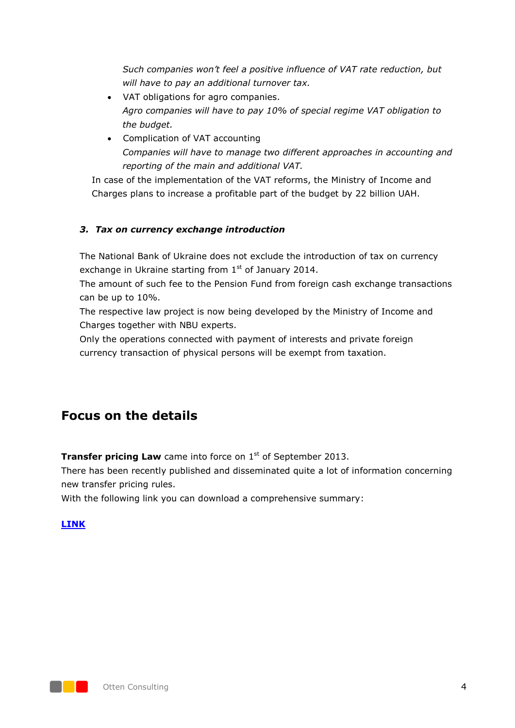*Such companies won't feel a positive influence of VAT rate reduction, but will have to pay an additional turnover tax.*

- VAT obligations for agro companies.
  *Agro companies will have to pay 10% of special regime VAT obligation to the budget.*
- Complication of VAT accounting
  *Companies will have to manage two different approaches in accounting and reporting of the main and additional VAT.*

In case of the implementation of the VAT reforms, the Ministry of Income and Charges plans to increase a profitable part of the budget by 22 billion UAH.

### *3. Tax on currency exchange introduction*

The National Bank of Ukraine does not exclude the introduction of tax on currency exchange in Ukraine starting from 1st of January 2014.
The amount of such fee to the Pension Fund from foreign cash exchange transactions can be up to 10%.
The respective law project is now being developed by the Ministry of Income and Charges together with NBU experts.
Only the operations connected with payment of interests and private foreign currency transaction of physical persons will be exempt from taxation.

## Focus on the details

**Transfer pricing Law** came into force on 1st of September 2013.
There has been recently published and disseminated quite a lot of information concerning new transfer pricing rules.
With the following link you can download a comprehensive summary:

**LINK**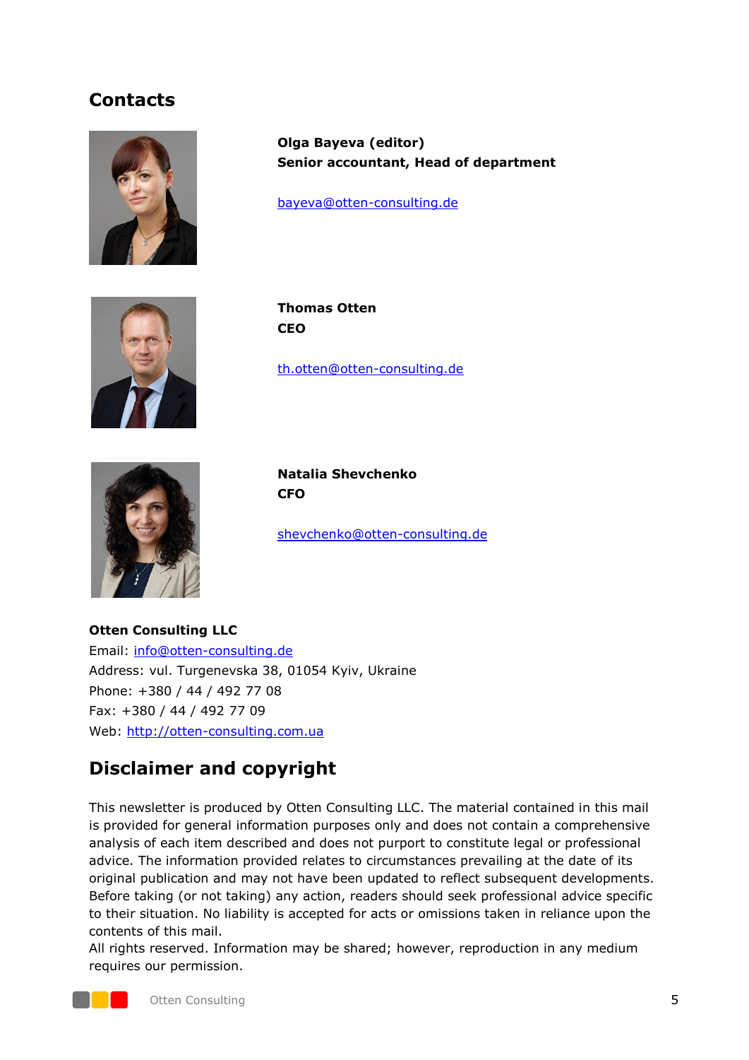## Contacts

**Olga Bayeva (editor)**
**Senior accountant, Head of department**

bayeva@otten-consulting.de

**Thomas Otten**
**CEO**

th.otten@otten-consulting.de

**Natalia Shevchenko**
**CFO**

shevchenko@otten-consulting.de

**Otten Consulting LLC**
Email: info@otten-consulting.de
Address: vul. Turgenevska 38, 01054 Kyiv, Ukraine
Phone: +380 / 44 / 492 77 08
Fax: +380 / 44 / 492 77 09
Web: http://otten-consulting.com.ua

## Disclaimer and copyright

This newsletter is produced by Otten Consulting LLC. The material contained in this mail is provided for general information purposes only and does not contain a comprehensive analysis of each item described and does not purport to constitute legal or professional advice. The information provided relates to circumstances prevailing at the date of its original publication and may not have been updated to reflect subsequent developments. Before taking (or not taking) any action, readers should seek professional advice specific to their situation. No liability is accepted for acts or omissions taken in reliance upon the contents of this mail.
All rights reserved. Information may be shared; however, reproduction in any medium requires our permission.